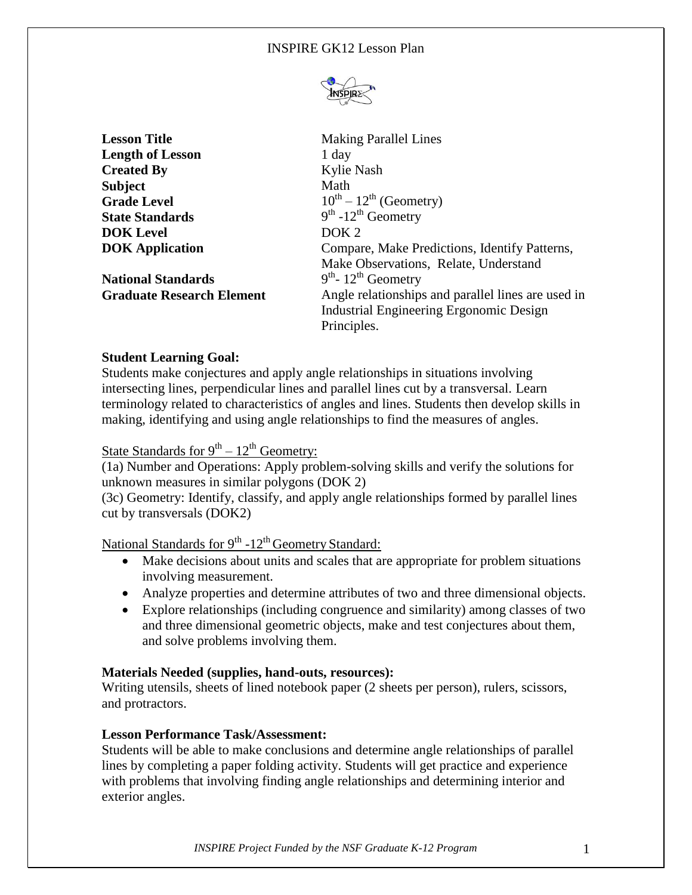# INSPIRE GK12 Lesson Plan

| | |
|---|---|
| **Lesson Title** | Making Parallel Lines |
| **Length of Lesson** | 1 day |
| **Created By** | Kylie Nash |
| **Subject** | Math |
| **Grade Level** | $10^{th} – 12^{th}$ (Geometry) |
| **State Standards** | $9^{th}$ -$12^{th}$ Geometry |
| **DOK Level** | DOK 2 |
| **DOK Application** | Compare, Make Predictions, Identify Patterns, Make Observations, Relate, Understand |
| **National Standards** | $9^{th}$- $12^{th}$ Geometry |
| **Graduate Research Element** | Angle relationships and parallel lines are used in Industrial Engineering Ergonomic Design Principles. |

**Student Learning Goal:**

Students make conjectures and apply angle relationships in situations involving intersecting lines, perpendicular lines and parallel lines cut by a transversal. Learn terminology related to characteristics of angles and lines. Students then develop skills in making, identifying and using angle relationships to find the measures of angles.

<u>State Standards for $9^{th} – 12^{th}$ Geometry:</u>

(1a) Number and Operations: Apply problem-solving skills and verify the solutions for unknown measures in similar polygons (DOK 2)

(3c) Geometry: Identify, classify, and apply angle relationships formed by parallel lines cut by transversals (DOK2)

<u>National Standards for $9^{th}$ -$12^{th}$ Geometry Standard:</u>

- Make decisions about units and scales that are appropriate for problem situations involving measurement.
- Analyze properties and determine attributes of two and three dimensional objects.
- Explore relationships (including congruence and similarity) among classes of two and three dimensional geometric objects, make and test conjectures about them, and solve problems involving them.

**Materials Needed (supplies, hand-outs, resources):**

Writing utensils, sheets of lined notebook paper (2 sheets per person), rulers, scissors, and protractors.

**Lesson Performance Task/Assessment:**

Students will be able to make conclusions and determine angle relationships of parallel lines by completing a paper folding activity. Students will get practice and experience with problems that involving finding angle relationships and determining interior and exterior angles.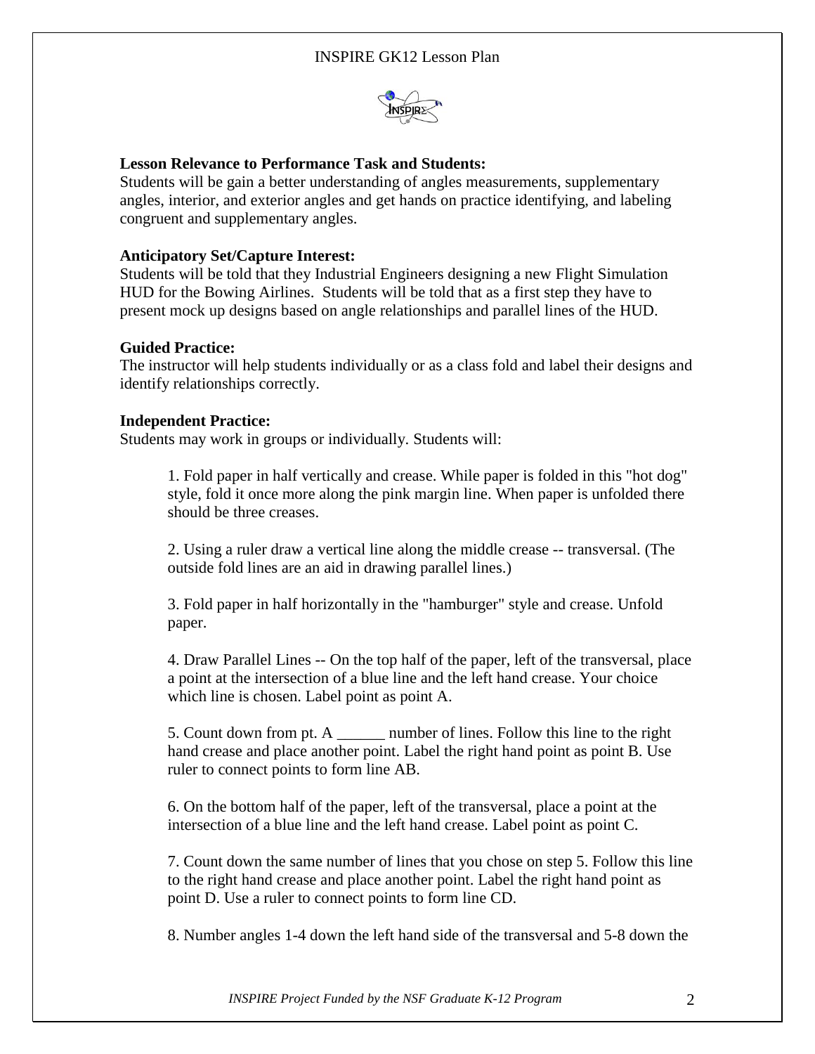**Lesson Relevance to Performance Task and Students:**
Students will be gain a better understanding of angles measurements, supplementary angles, interior, and exterior angles and get hands on practice identifying, and labeling congruent and supplementary angles.

**Anticipatory Set/Capture Interest:**
Students will be told that they Industrial Engineers designing a new Flight Simulation HUD for the Bowing Airlines. Students will be told that as a first step they have to present mock up designs based on angle relationships and parallel lines of the HUD.

**Guided Practice:**
The instructor will help students individually or as a class fold and label their designs and identify relationships correctly.

**Independent Practice:**
Students may work in groups or individually. Students will:

1. Fold paper in half vertically and crease. While paper is folded in this "hot dog" style, fold it once more along the pink margin line. When paper is unfolded there should be three creases.

2. Using a ruler draw a vertical line along the middle crease -- transversal. (The outside fold lines are an aid in drawing parallel lines.)

3. Fold paper in half horizontally in the "hamburger" style and crease. Unfold paper.

4. Draw Parallel Lines -- On the top half of the paper, left of the transversal, place a point at the intersection of a blue line and the left hand crease. Your choice which line is chosen. Label point as point A.

5. Count down from pt. A ______ number of lines. Follow this line to the right hand crease and place another point. Label the right hand point as point B. Use ruler to connect points to form line AB.

6. On the bottom half of the paper, left of the transversal, place a point at the intersection of a blue line and the left hand crease. Label point as point C.

7. Count down the same number of lines that you chose on step 5. Follow this line to the right hand crease and place another point. Label the right hand point as point D. Use a ruler to connect points to form line CD.

8. Number angles 1-4 down the left hand side of the transversal and 5-8 down the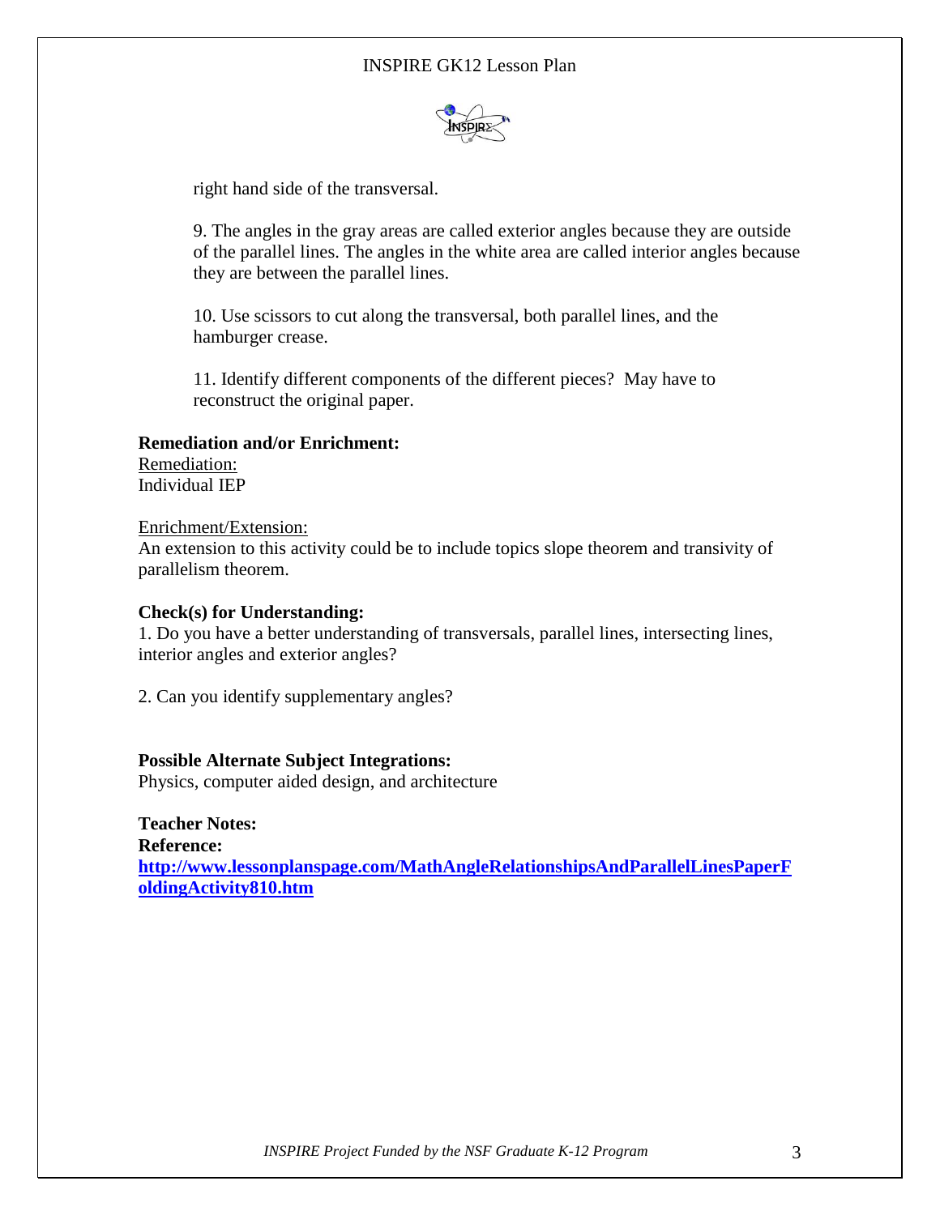right hand side of the transversal.

9. The angles in the gray areas are called exterior angles because they are outside of the parallel lines. The angles in the white area are called interior angles because they are between the parallel lines.

10. Use scissors to cut along the transversal, both parallel lines, and the hamburger crease.

11. Identify different components of the different pieces? May have to reconstruct the original paper.

**Remediation and/or Enrichment:**

Remediation:
Individual IEP

Enrichment/Extension:
An extension to this activity could be to include topics slope theorem and transivity of parallelism theorem.

**Check(s) for Understanding:**

1. Do you have a better understanding of transversals, parallel lines, intersecting lines, interior angles and exterior angles?

2. Can you identify supplementary angles?

**Possible Alternate Subject Integrations:**
Physics, computer aided design, and architecture

**Teacher Notes:**

**Reference:**
**http://www.lessonplanspage.com/MathAngleRelationshipsAndParallelLinesPaperFoldingActivity810.htm**